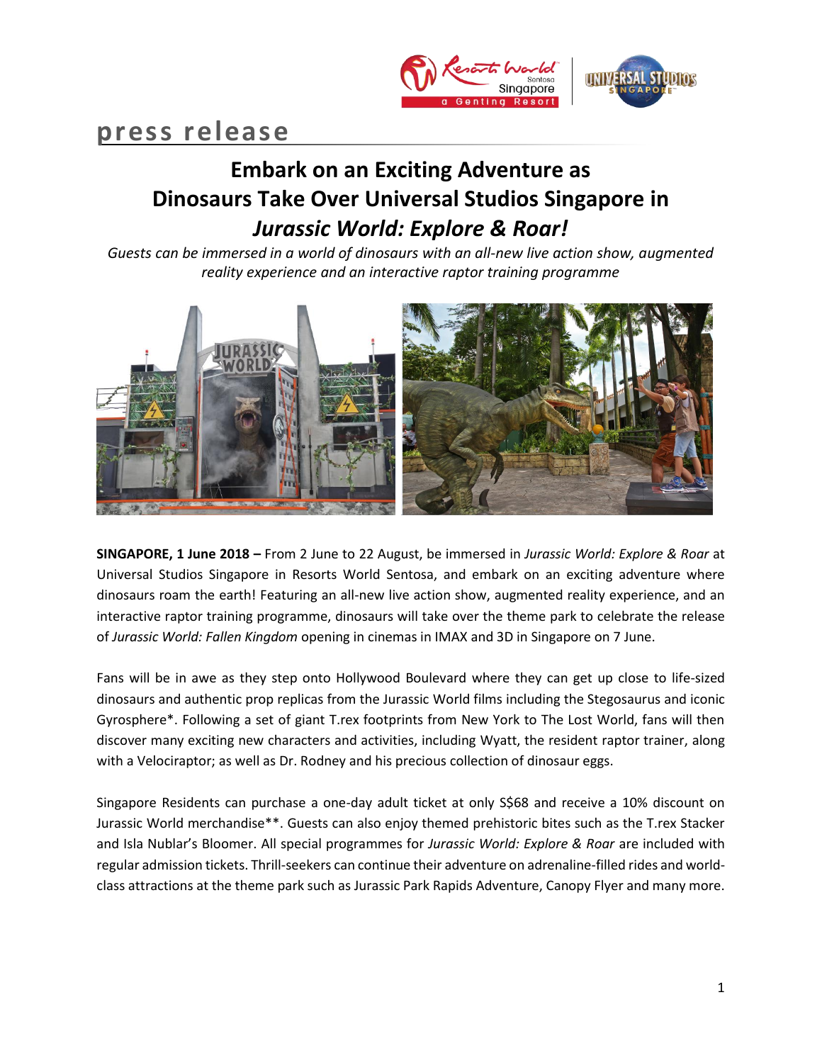**press release**

# Embark on an Exciting Adventure as Dinosaurs Take Over Universal Studios Singapore in *Jurassic World: Explore & Roar!*

*Guests can be immersed in a world of dinosaurs with an all-new live action show, augmented reality experience and an interactive raptor training programme*

**SINGAPORE, 1 June 2018 –** From 2 June to 22 August, be immersed in *Jurassic World: Explore & Roar* at Universal Studios Singapore in Resorts World Sentosa, and embark on an exciting adventure where dinosaurs roam the earth! Featuring an all-new live action show, augmented reality experience, and an interactive raptor training programme, dinosaurs will take over the theme park to celebrate the release of *Jurassic World: Fallen Kingdom* opening in cinemas in IMAX and 3D in Singapore on 7 June.

Fans will be in awe as they step onto Hollywood Boulevard where they can get up close to life-sized dinosaurs and authentic prop replicas from the Jurassic World films including the Stegosaurus and iconic Gyrosphere*. Following a set of giant T.rex footprints from New York to The Lost World, fans will then discover many exciting new characters and activities, including Wyatt, the resident raptor trainer, along with a Velociraptor; as well as Dr. Rodney and his precious collection of dinosaur eggs.

Singapore Residents can purchase a one-day adult ticket at only S$68 and receive a 10% discount on Jurassic World merchandise**. Guests can also enjoy themed prehistoric bites such as the T.rex Stacker and Isla Nublar's Bloomer. All special programmes for *Jurassic World: Explore & Roar* are included with regular admission tickets. Thrill-seekers can continue their adventure on adrenaline-filled rides and world-class attractions at the theme park such as Jurassic Park Rapids Adventure, Canopy Flyer and many more.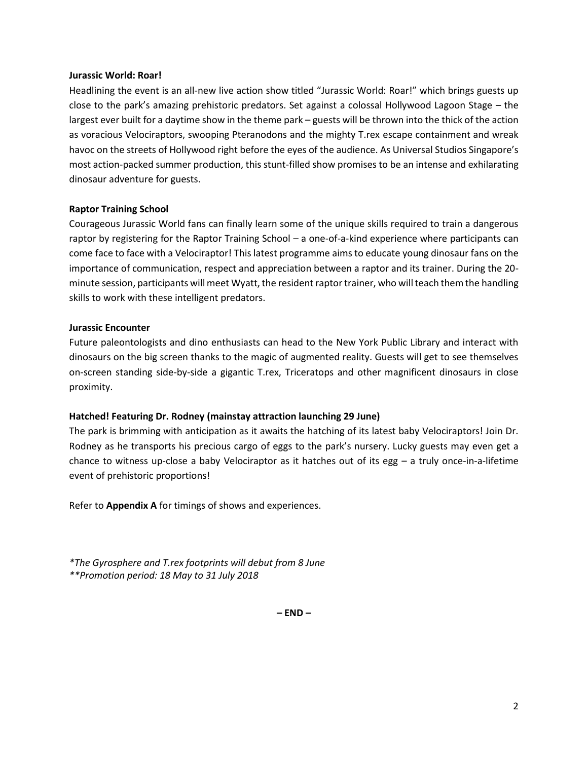**Jurassic World: Roar!**

Headlining the event is an all-new live action show titled "Jurassic World: Roar!" which brings guests up close to the park's amazing prehistoric predators. Set against a colossal Hollywood Lagoon Stage – the largest ever built for a daytime show in the theme park – guests will be thrown into the thick of the action as voracious Velociraptors, swooping Pteranodons and the mighty T.rex escape containment and wreak havoc on the streets of Hollywood right before the eyes of the audience. As Universal Studios Singapore's most action-packed summer production, this stunt-filled show promises to be an intense and exhilarating dinosaur adventure for guests.

**Raptor Training School**

Courageous Jurassic World fans can finally learn some of the unique skills required to train a dangerous raptor by registering for the Raptor Training School – a one-of-a-kind experience where participants can come face to face with a Velociraptor! This latest programme aims to educate young dinosaur fans on the importance of communication, respect and appreciation between a raptor and its trainer. During the 20-minute session, participants will meet Wyatt, the resident raptor trainer, who will teach them the handling skills to work with these intelligent predators.

**Jurassic Encounter**

Future paleontologists and dino enthusiasts can head to the New York Public Library and interact with dinosaurs on the big screen thanks to the magic of augmented reality. Guests will get to see themselves on-screen standing side-by-side a gigantic T.rex, Triceratops and other magnificent dinosaurs in close proximity.

**Hatched! Featuring Dr. Rodney (mainstay attraction launching 29 June)**

The park is brimming with anticipation as it awaits the hatching of its latest baby Velociraptors! Join Dr. Rodney as he transports his precious cargo of eggs to the park's nursery. Lucky guests may even get a chance to witness up-close a baby Velociraptor as it hatches out of its egg – a truly once-in-a-lifetime event of prehistoric proportions!

Refer to **Appendix A** for timings of shows and experiences.

*\*The Gyrosphere and T.rex footprints will debut from 8 June*
*\*\*Promotion period: 18 May to 31 July 2018*

**– END –**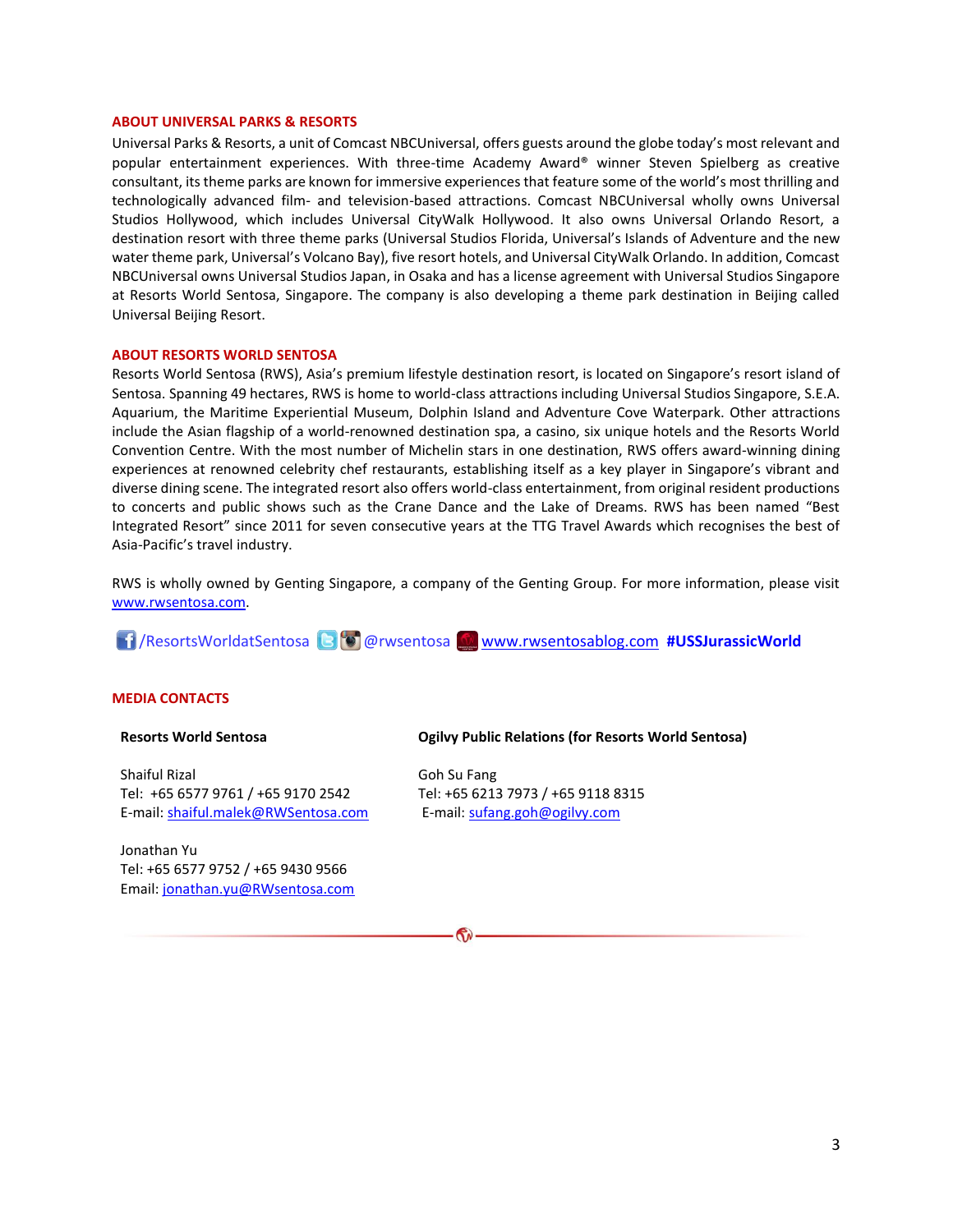**ABOUT UNIVERSAL PARKS & RESORTS**

Universal Parks & Resorts, a unit of Comcast NBCUniversal, offers guests around the globe today's most relevant and popular entertainment experiences. With three-time Academy Award® winner Steven Spielberg as creative consultant, its theme parks are known for immersive experiences that feature some of the world's most thrilling and technologically advanced film- and television-based attractions. Comcast NBCUniversal wholly owns Universal Studios Hollywood, which includes Universal CityWalk Hollywood. It also owns Universal Orlando Resort, a destination resort with three theme parks (Universal Studios Florida, Universal's Islands of Adventure and the new water theme park, Universal's Volcano Bay), five resort hotels, and Universal CityWalk Orlando. In addition, Comcast NBCUniversal owns Universal Studios Japan, in Osaka and has a license agreement with Universal Studios Singapore at Resorts World Sentosa, Singapore. The company is also developing a theme park destination in Beijing called Universal Beijing Resort.

**ABOUT RESORTS WORLD SENTOSA**

Resorts World Sentosa (RWS), Asia's premium lifestyle destination resort, is located on Singapore's resort island of Sentosa. Spanning 49 hectares, RWS is home to world-class attractions including Universal Studios Singapore, S.E.A. Aquarium, the Maritime Experiential Museum, Dolphin Island and Adventure Cove Waterpark. Other attractions include the Asian flagship of a world-renowned destination spa, a casino, six unique hotels and the Resorts World Convention Centre. With the most number of Michelin stars in one destination, RWS offers award-winning dining experiences at renowned celebrity chef restaurants, establishing itself as a key player in Singapore's vibrant and diverse dining scene. The integrated resort also offers world-class entertainment, from original resident productions to concerts and public shows such as the Crane Dance and the Lake of Dreams. RWS has been named "Best Integrated Resort" since 2011 for seven consecutive years at the TTG Travel Awards which recognises the best of Asia-Pacific's travel industry.

RWS is wholly owned by Genting Singapore, a company of the Genting Group. For more information, please visit www.rwsentosa.com.

/ResortsWorldatSentosa @rwsentosa www.rwsentosablog.com **#USSJurassicWorld**

**MEDIA CONTACTS**

**Resorts World Sentosa**

Shaiful Rizal
Tel: +65 6577 9761 / +65 9170 2542
E-mail: shaiful.malek@RWSentosa.com

Jonathan Yu
Tel: +65 6577 9752 / +65 9430 9566
Email: jonathan.yu@RWsentosa.com

**Ogilvy Public Relations (for Resorts World Sentosa)**

Goh Su Fang
Tel: +65 6213 7973 / +65 9118 8315
E-mail: sufang.goh@ogilvy.com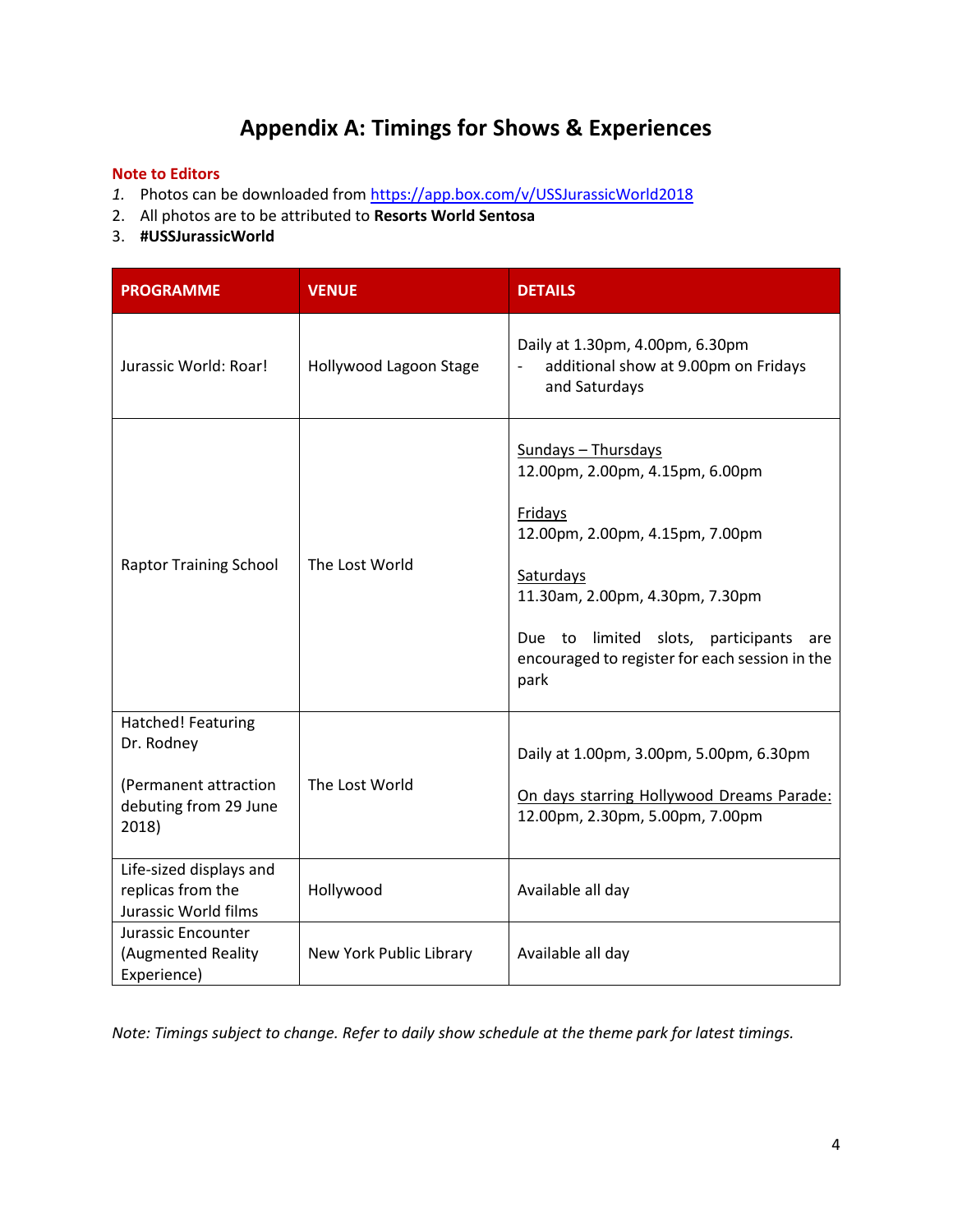# Appendix A: Timings for Shows & Experiences

**Note to Editors**

1. Photos can be downloaded from https://app.box.com/v/USSJurassicWorld2018
2. All photos are to be attributed to **Resorts World Sentosa**
3. **#USSJurassicWorld**

| PROGRAMME | VENUE | DETAILS |
|---|---|---|
| Jurassic World: Roar! | Hollywood Lagoon Stage | Daily at 1.30pm, 4.00pm, 6.30pm<br>- additional show at 9.00pm on Fridays and Saturdays |
| Raptor Training School | The Lost World | Sundays – Thursdays<br>12.00pm, 2.00pm, 4.15pm, 6.00pm<br><br>Fridays<br>12.00pm, 2.00pm, 4.15pm, 7.00pm<br><br>Saturdays<br>11.30am, 2.00pm, 4.30pm, 7.30pm<br><br>Due to limited slots, participants are encouraged to register for each session in the park |
| Hatched! Featuring Dr. Rodney<br><br>(Permanent attraction debuting from 29 June 2018) | The Lost World | Daily at 1.00pm, 3.00pm, 5.00pm, 6.30pm<br><br>On days starring Hollywood Dreams Parade:<br>12.00pm, 2.30pm, 5.00pm, 7.00pm |
| Life-sized displays and replicas from the Jurassic World films | Hollywood | Available all day |
| Jurassic Encounter (Augmented Reality Experience) | New York Public Library | Available all day |

*Note: Timings subject to change. Refer to daily show schedule at the theme park for latest timings.*